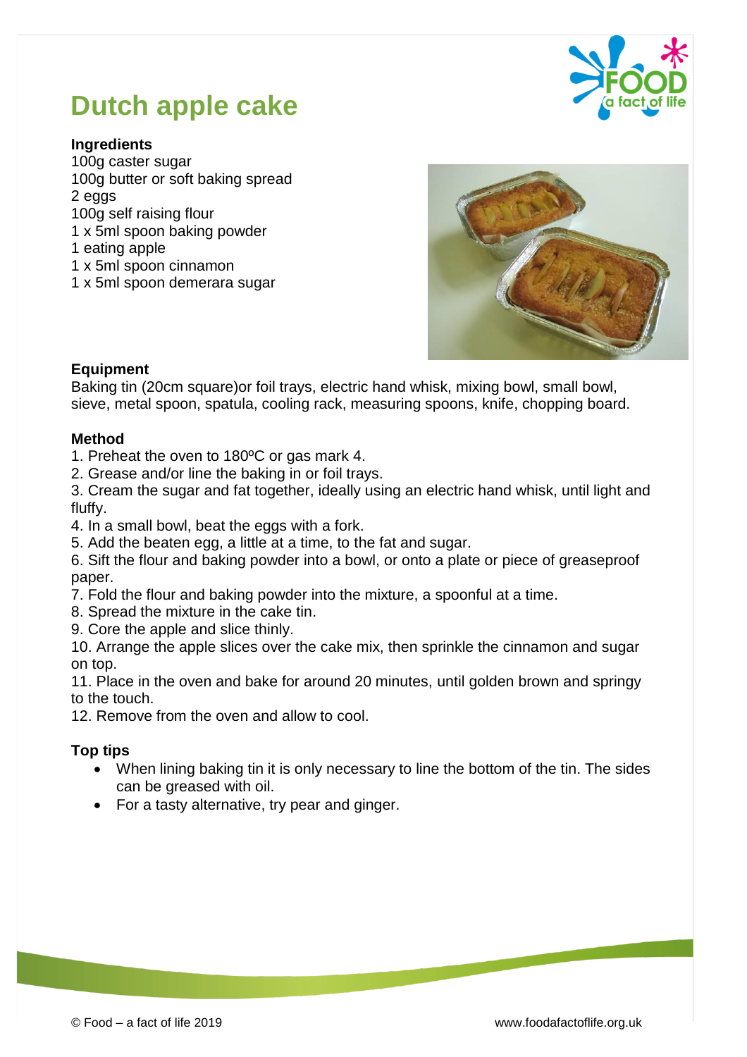# Dutch apple cake

**Ingredients**

100g caster sugar
100g butter or soft baking spread
2 eggs
100g self raising flour
1 x 5ml spoon baking powder
1 eating apple
1 x 5ml spoon cinnamon
1 x 5ml spoon demerara sugar

**Equipment**

Baking tin (20cm square)or foil trays, electric hand whisk, mixing bowl, small bowl, sieve, metal spoon, spatula, cooling rack, measuring spoons, knife, chopping board.

**Method**

1. Preheat the oven to 180ºC or gas mark 4.
2. Grease and/or line the baking in or foil trays.
3. Cream the sugar and fat together, ideally using an electric hand whisk, until light and fluffy.
4. In a small bowl, beat the eggs with a fork.
5. Add the beaten egg, a little at a time, to the fat and sugar.
6. Sift the flour and baking powder into a bowl, or onto a plate or piece of greaseproof paper.
7. Fold the flour and baking powder into the mixture, a spoonful at a time.
8. Spread the mixture in the cake tin.
9. Core the apple and slice thinly.
10. Arrange the apple slices over the cake mix, then sprinkle the cinnamon and sugar on top.
11. Place in the oven and bake for around 20 minutes, until golden brown and springy to the touch.
12. Remove from the oven and allow to cool.

**Top tips**

- When lining baking tin it is only necessary to line the bottom of the tin. The sides can be greased with oil.
- For a tasty alternative, try pear and ginger.

© Food – a fact of life 2019 www.foodafactoflife.org.uk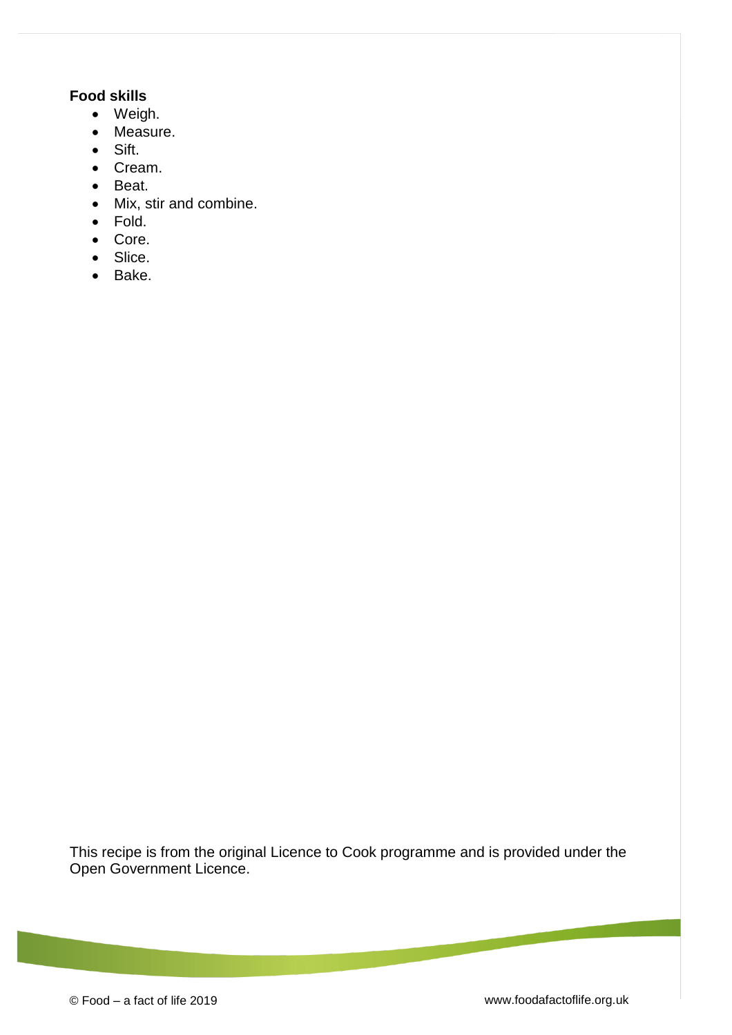**Food skills**

- Weigh.
- Measure.
- Sift.
- Cream.
- Beat.
- Mix, stir and combine.
- Fold.
- Core.
- Slice.
- Bake.

This recipe is from the original Licence to Cook programme and is provided under the Open Government Licence.